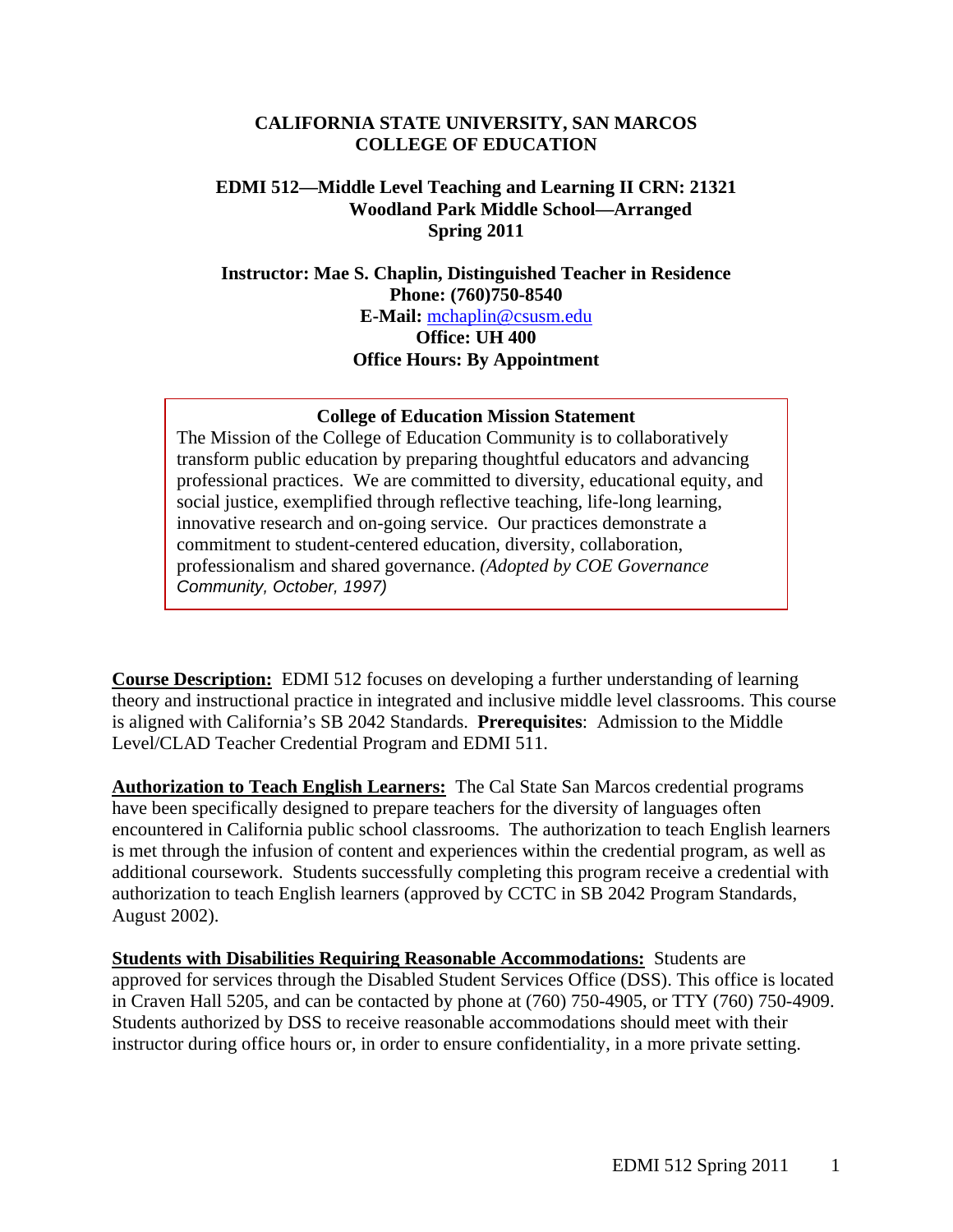# CALIFORNIA STATE UNIVERSITY, SAN MARCOS
# COLLEGE OF EDUCATION

## EDMI 512—Middle Level Teaching and Learning II CRN: 21321
## Woodland Park Middle School—Arranged
## Spring 2011

**Instructor: Mae S. Chaplin, Distinguished Teacher in Residence**
**Phone: (760)750-8540**
**E-Mail:** mchaplin@csusm.edu
**Office: UH 400**
**Office Hours: By Appointment**

> **College of Education Mission Statement**
> The Mission of the College of Education Community is to collaboratively transform public education by preparing thoughtful educators and advancing professional practices. We are committed to diversity, educational equity, and social justice, exemplified through reflective teaching, life-long learning, innovative research and on-going service. Our practices demonstrate a commitment to student-centered education, diversity, collaboration, professionalism and shared governance. *(Adopted by COE Governance Community, October, 1997)*

**Course Description:** EDMI 512 focuses on developing a further understanding of learning theory and instructional practice in integrated and inclusive middle level classrooms. This course is aligned with California's SB 2042 Standards. **Prerequisites**: Admission to the Middle Level/CLAD Teacher Credential Program and EDMI 511.

**Authorization to Teach English Learners:** The Cal State San Marcos credential programs have been specifically designed to prepare teachers for the diversity of languages often encountered in California public school classrooms. The authorization to teach English learners is met through the infusion of content and experiences within the credential program, as well as additional coursework. Students successfully completing this program receive a credential with authorization to teach English learners (approved by CCTC in SB 2042 Program Standards, August 2002).

**Students with Disabilities Requiring Reasonable Accommodations:** Students are approved for services through the Disabled Student Services Office (DSS). This office is located in Craven Hall 5205, and can be contacted by phone at (760) 750-4905, or TTY (760) 750-4909. Students authorized by DSS to receive reasonable accommodations should meet with their instructor during office hours or, in order to ensure confidentiality, in a more private setting.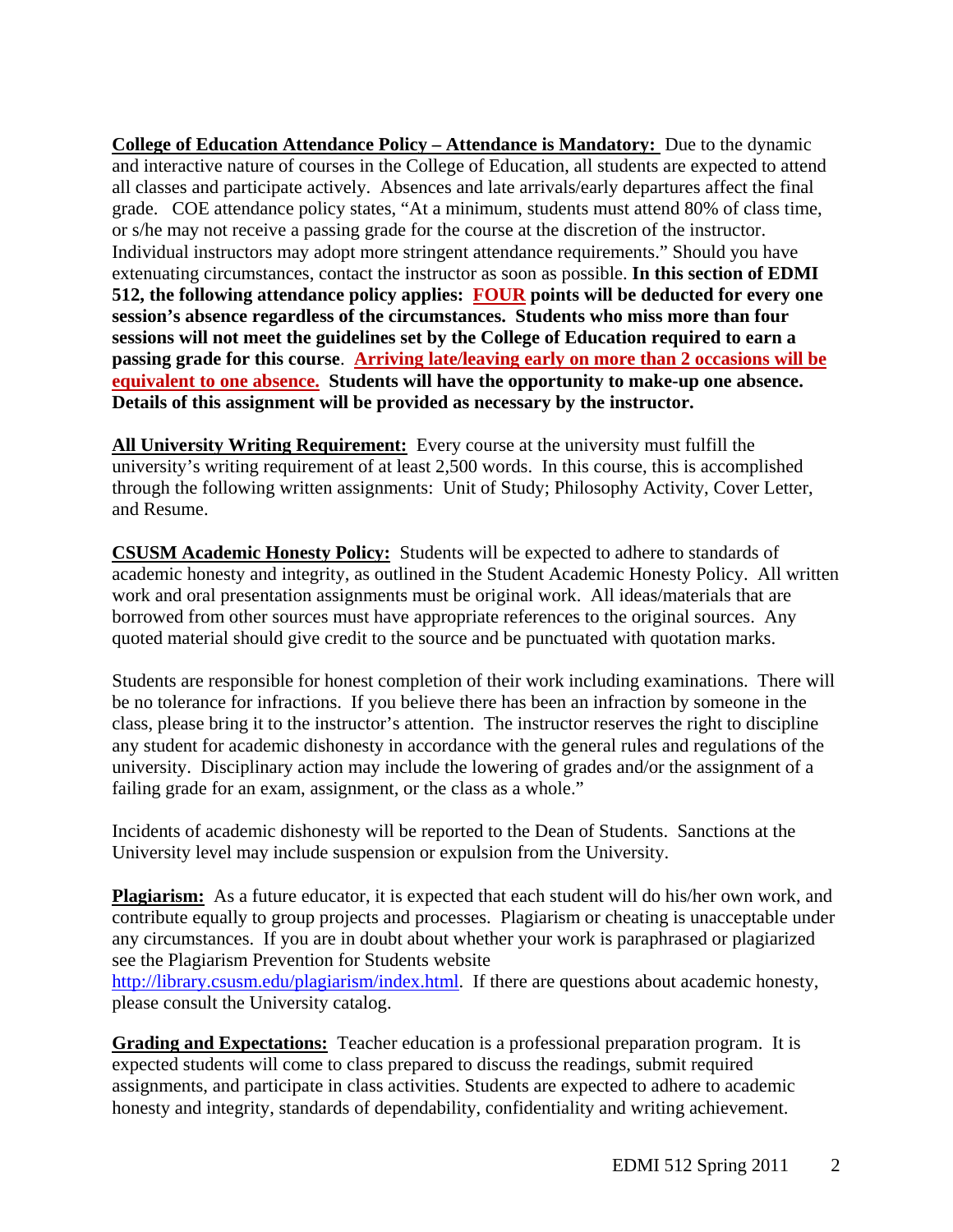**College of Education Attendance Policy – Attendance is Mandatory:** Due to the dynamic and interactive nature of courses in the College of Education, all students are expected to attend all classes and participate actively. Absences and late arrivals/early departures affect the final grade. COE attendance policy states, "At a minimum, students must attend 80% of class time, or s/he may not receive a passing grade for the course at the discretion of the instructor. Individual instructors may adopt more stringent attendance requirements." Should you have extenuating circumstances, contact the instructor as soon as possible. **In this section of EDMI 512, the following attendance policy applies: FOUR points will be deducted for every one session's absence regardless of the circumstances. Students who miss more than four sessions will not meet the guidelines set by the College of Education required to earn a passing grade for this course**. **Arriving late/leaving early on more than 2 occasions will be equivalent to one absence. Students will have the opportunity to make-up one absence. Details of this assignment will be provided as necessary by the instructor.**

**All University Writing Requirement:** Every course at the university must fulfill the university's writing requirement of at least 2,500 words. In this course, this is accomplished through the following written assignments: Unit of Study; Philosophy Activity, Cover Letter, and Resume.

**CSUSM Academic Honesty Policy:** Students will be expected to adhere to standards of academic honesty and integrity, as outlined in the Student Academic Honesty Policy. All written work and oral presentation assignments must be original work. All ideas/materials that are borrowed from other sources must have appropriate references to the original sources. Any quoted material should give credit to the source and be punctuated with quotation marks.

Students are responsible for honest completion of their work including examinations. There will be no tolerance for infractions. If you believe there has been an infraction by someone in the class, please bring it to the instructor's attention. The instructor reserves the right to discipline any student for academic dishonesty in accordance with the general rules and regulations of the university. Disciplinary action may include the lowering of grades and/or the assignment of a failing grade for an exam, assignment, or the class as a whole."

Incidents of academic dishonesty will be reported to the Dean of Students. Sanctions at the University level may include suspension or expulsion from the University.

**Plagiarism:** As a future educator, it is expected that each student will do his/her own work, and contribute equally to group projects and processes. Plagiarism or cheating is unacceptable under any circumstances. If you are in doubt about whether your work is paraphrased or plagiarized see the Plagiarism Prevention for Students website http://library.csusm.edu/plagiarism/index.html. If there are questions about academic honesty, please consult the University catalog.

**Grading and Expectations:** Teacher education is a professional preparation program. It is expected students will come to class prepared to discuss the readings, submit required assignments, and participate in class activities. Students are expected to adhere to academic honesty and integrity, standards of dependability, confidentiality and writing achievement.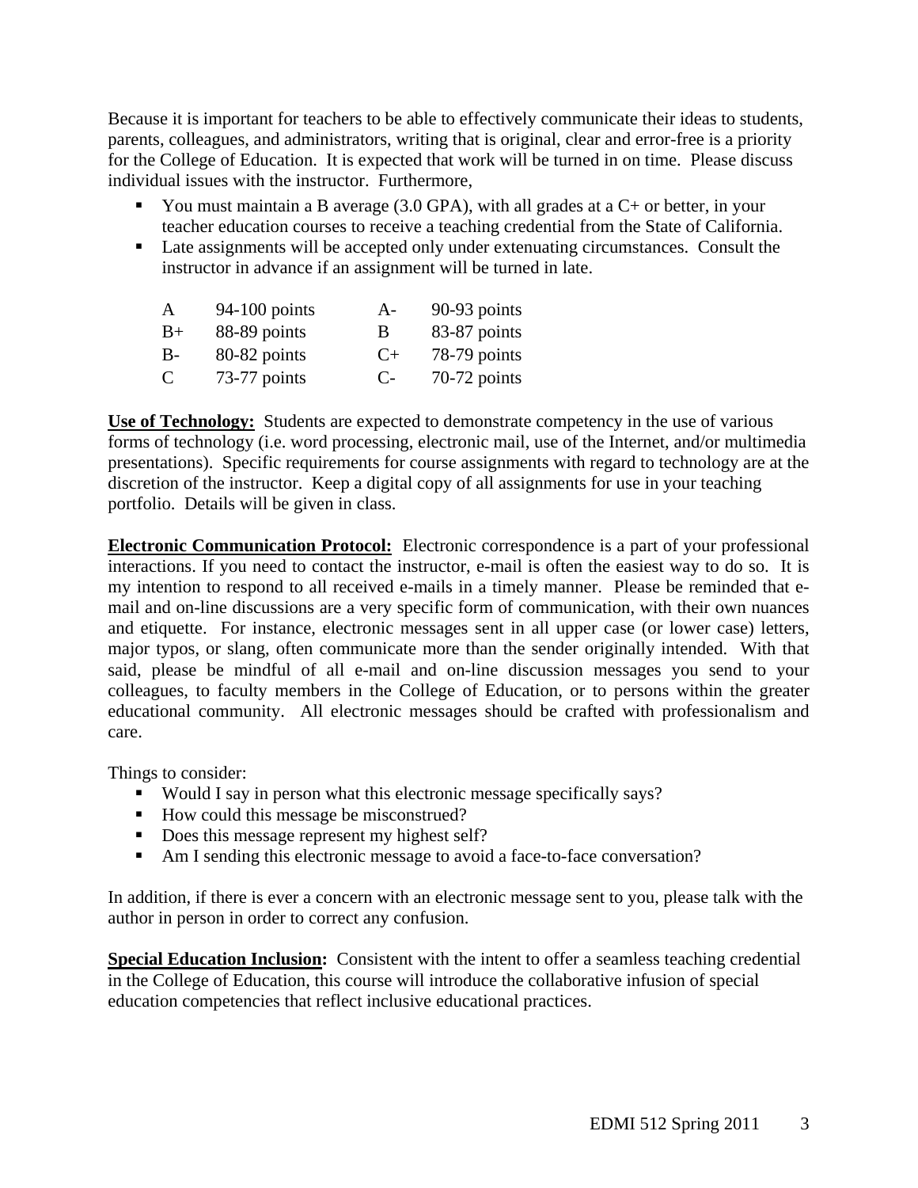Because it is important for teachers to be able to effectively communicate their ideas to students, parents, colleagues, and administrators, writing that is original, clear and error-free is a priority for the College of Education. It is expected that work will be turned in on time. Please discuss individual issues with the instructor. Furthermore,

- You must maintain a B average (3.0 GPA), with all grades at a C+ or better, in your teacher education courses to receive a teaching credential from the State of California.
- Late assignments will be accepted only under extenuating circumstances. Consult the instructor in advance if an assignment will be turned in late.

| | | | |
|---|---|---|---|
| A | 94-100 points | A- | 90-93 points |
| B+ | 88-89 points | B | 83-87 points |
| B- | 80-82 points | C+ | 78-79 points |
| C | 73-77 points | C- | 70-72 points |

**Use of Technology:** Students are expected to demonstrate competency in the use of various forms of technology (i.e. word processing, electronic mail, use of the Internet, and/or multimedia presentations). Specific requirements for course assignments with regard to technology are at the discretion of the instructor. Keep a digital copy of all assignments for use in your teaching portfolio. Details will be given in class.

**Electronic Communication Protocol:** Electronic correspondence is a part of your professional interactions. If you need to contact the instructor, e-mail is often the easiest way to do so. It is my intention to respond to all received e-mails in a timely manner. Please be reminded that e-mail and on-line discussions are a very specific form of communication, with their own nuances and etiquette. For instance, electronic messages sent in all upper case (or lower case) letters, major typos, or slang, often communicate more than the sender originally intended. With that said, please be mindful of all e-mail and on-line discussion messages you send to your colleagues, to faculty members in the College of Education, or to persons within the greater educational community. All electronic messages should be crafted with professionalism and care.

Things to consider:

- Would I say in person what this electronic message specifically says?
- How could this message be misconstrued?
- Does this message represent my highest self?
- Am I sending this electronic message to avoid a face-to-face conversation?

In addition, if there is ever a concern with an electronic message sent to you, please talk with the author in person in order to correct any confusion.

**Special Education Inclusion:** Consistent with the intent to offer a seamless teaching credential in the College of Education, this course will introduce the collaborative infusion of special education competencies that reflect inclusive educational practices.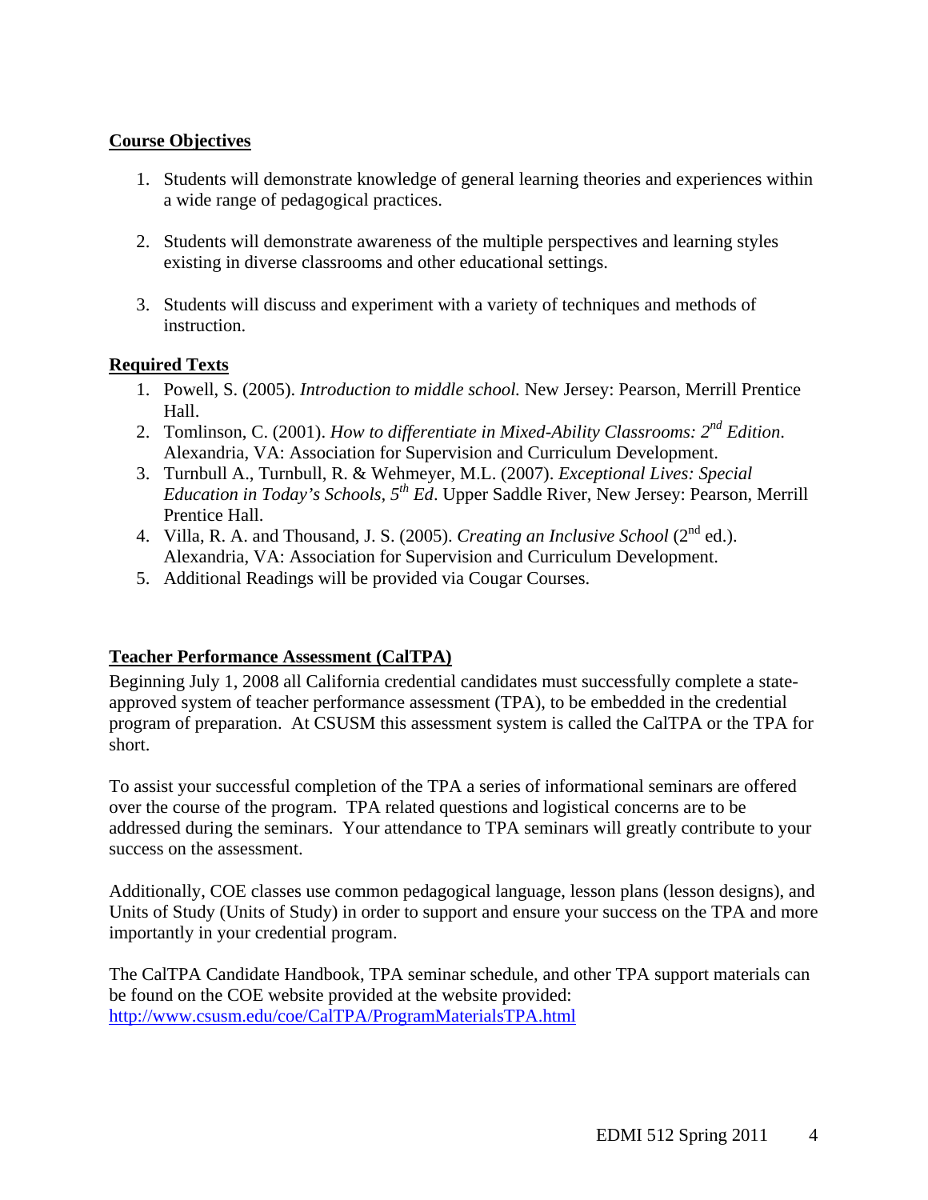**Course Objectives**

1. Students will demonstrate knowledge of general learning theories and experiences within a wide range of pedagogical practices.

2. Students will demonstrate awareness of the multiple perspectives and learning styles existing in diverse classrooms and other educational settings.

3. Students will discuss and experiment with a variety of techniques and methods of instruction.

**Required Texts**

1. Powell, S. (2005). *Introduction to middle school.* New Jersey: Pearson, Merrill Prentice Hall.
2. Tomlinson, C. (2001). *How to differentiate in Mixed-Ability Classrooms: 2nd Edition*. Alexandria, VA: Association for Supervision and Curriculum Development.
3. Turnbull A., Turnbull, R. & Wehmeyer, M.L. (2007). *Exceptional Lives: Special Education in Today's Schools, 5th Ed*. Upper Saddle River, New Jersey: Pearson, Merrill Prentice Hall.
4. Villa, R. A. and Thousand, J. S. (2005). *Creating an Inclusive School* (2nd ed.). Alexandria, VA: Association for Supervision and Curriculum Development.
5. Additional Readings will be provided via Cougar Courses.

**Teacher Performance Assessment (CalTPA)**

Beginning July 1, 2008 all California credential candidates must successfully complete a state-approved system of teacher performance assessment (TPA), to be embedded in the credential program of preparation. At CSUSM this assessment system is called the CalTPA or the TPA for short.

To assist your successful completion of the TPA a series of informational seminars are offered over the course of the program. TPA related questions and logistical concerns are to be addressed during the seminars. Your attendance to TPA seminars will greatly contribute to your success on the assessment.

Additionally, COE classes use common pedagogical language, lesson plans (lesson designs), and Units of Study (Units of Study) in order to support and ensure your success on the TPA and more importantly in your credential program.

The CalTPA Candidate Handbook, TPA seminar schedule, and other TPA support materials can be found on the COE website provided at the website provided: http://www.csusm.edu/coe/CalTPA/ProgramMaterialsTPA.html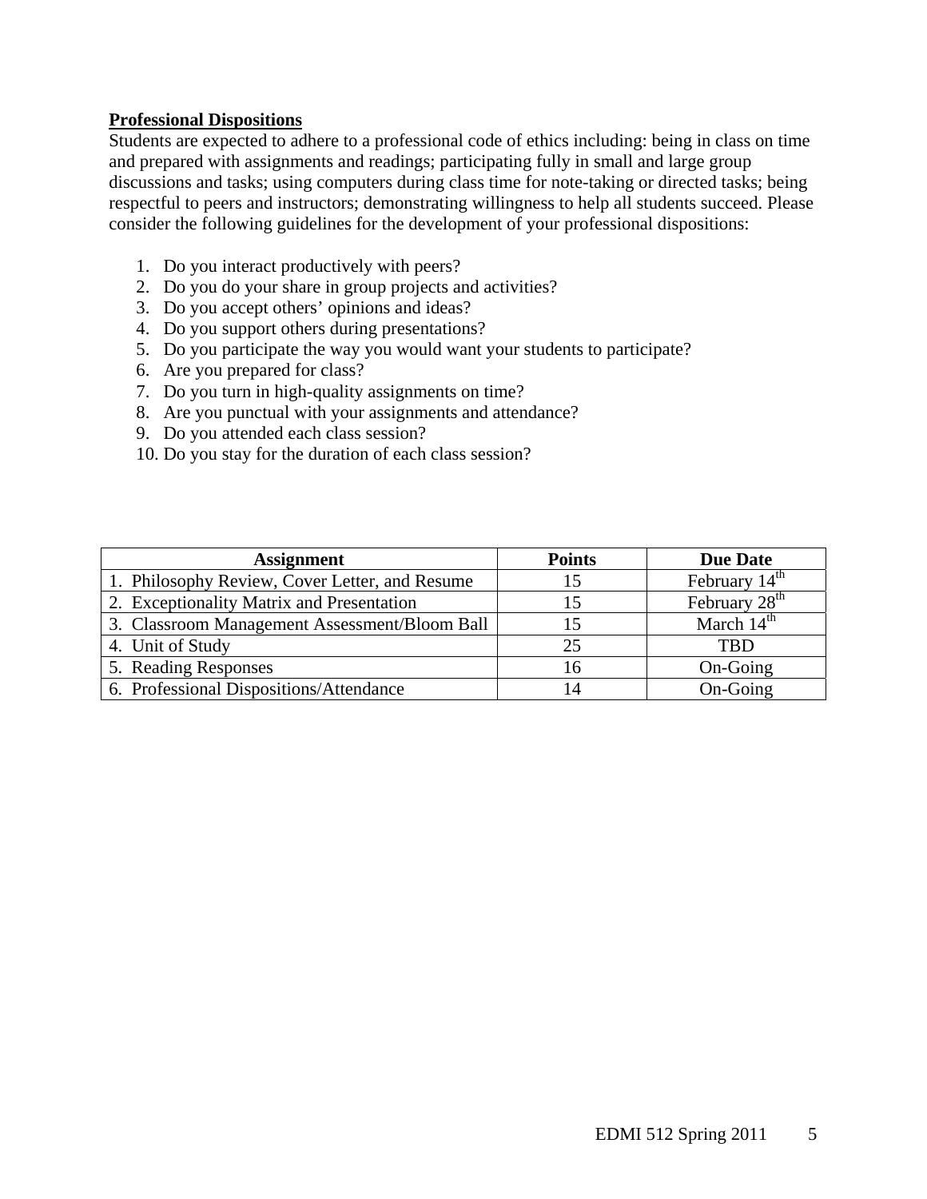**Professional Dispositions**

Students are expected to adhere to a professional code of ethics including: being in class on time and prepared with assignments and readings; participating fully in small and large group discussions and tasks; using computers during class time for note-taking or directed tasks; being respectful to peers and instructors; demonstrating willingness to help all students succeed. Please consider the following guidelines for the development of your professional dispositions:

1. Do you interact productively with peers?
2. Do you do your share in group projects and activities?
3. Do you accept others' opinions and ideas?
4. Do you support others during presentations?
5. Do you participate the way you would want your students to participate?
6. Are you prepared for class?
7. Do you turn in high-quality assignments on time?
8. Are you punctual with your assignments and attendance?
9. Do you attended each class session?
10. Do you stay for the duration of each class session?

| Assignment | Points | Due Date |
|---|---|---|
| 1. Philosophy Review, Cover Letter, and Resume | 15 | February 14th |
| 2. Exceptionality Matrix and Presentation | 15 | February 28th |
| 3. Classroom Management Assessment/Bloom Ball | 15 | March 14th |
| 4. Unit of Study | 25 | TBD |
| 5. Reading Responses | 16 | On-Going |
| 6. Professional Dispositions/Attendance | 14 | On-Going |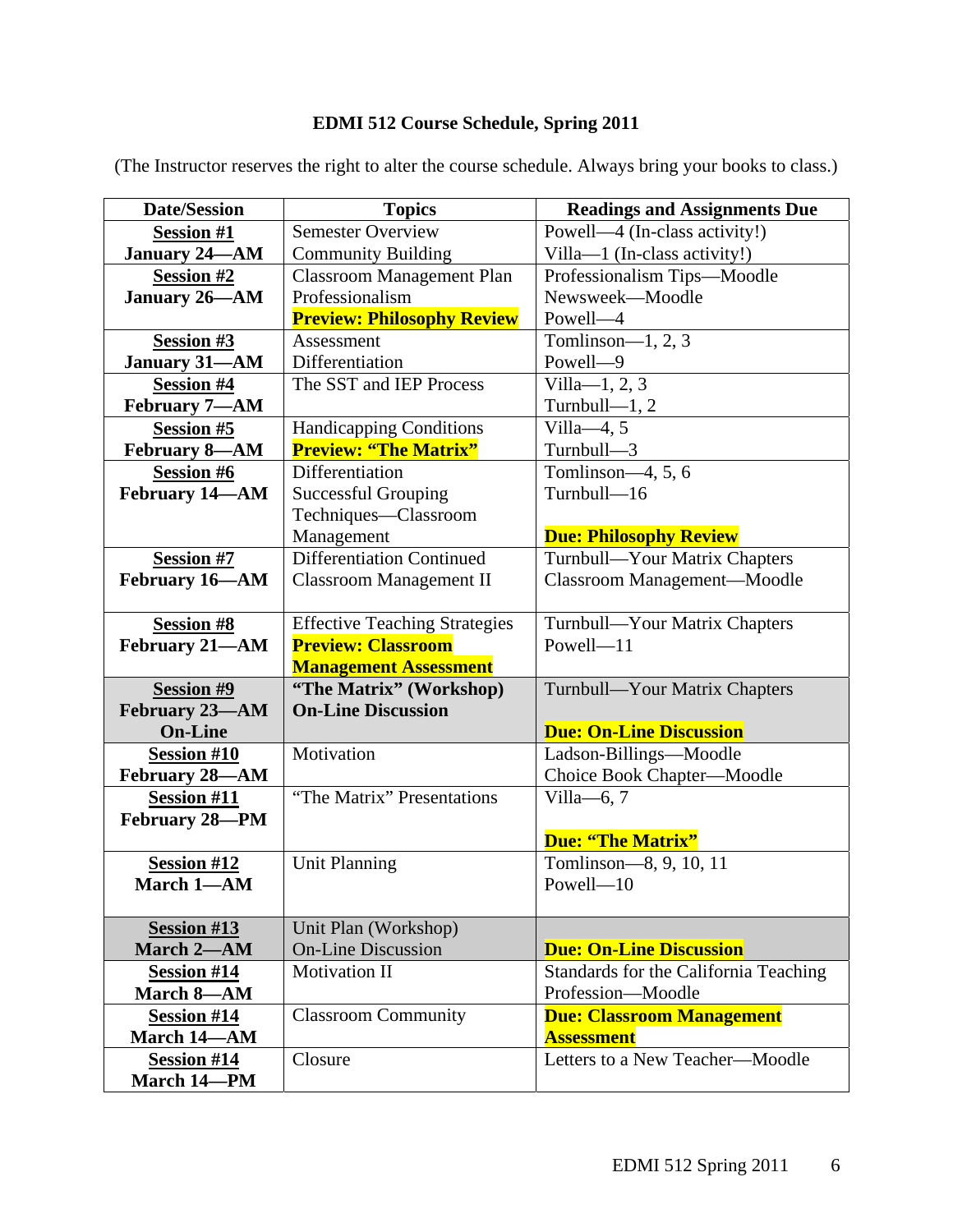# EDMI 512 Course Schedule, Spring 2011

(The Instructor reserves the right to alter the course schedule. Always bring your books to class.)

| Date/Session | Topics | Readings and Assignments Due |
|---|---|---|
| **Session #1**<br>**January 24—AM** | Semester Overview<br>Community Building | Powell—4 (In-class activity!)<br>Villa—1 (In-class activity!) |
| **Session #2**<br>**January 26—AM** | Classroom Management Plan<br>Professionalism<br>**Preview: Philosophy Review** | Professionalism Tips—Moodle<br>Newsweek—Moodle<br>Powell—4 |
| **Session #3**<br>**January 31—AM** | Assessment<br>Differentiation | Tomlinson—1, 2, 3<br>Powell—9 |
| **Session #4**<br>**February 7—AM** | The SST and IEP Process | Villa—1, 2, 3<br>Turnbull—1, 2 |
| **Session #5**<br>**February 8—AM** | Handicapping Conditions<br>**Preview: "The Matrix"** | Villa—4, 5<br>Turnbull—3 |
| **Session #6**<br>**February 14—AM** | Differentiation<br>Successful Grouping<br>Techniques—Classroom Management | Tomlinson—4, 5, 6<br>Turnbull—16<br><br>**Due: Philosophy Review** |
| **Session #7**<br>**February 16—AM** | Differentiation Continued<br>Classroom Management II | Turnbull—Your Matrix Chapters<br>Classroom Management—Moodle |
| **Session #8**<br>**February 21—AM** | Effective Teaching Strategies<br>**Preview: Classroom Management Assessment** | Turnbull—Your Matrix Chapters<br>Powell—11 |
| **Session #9**<br>**February 23—AM**<br>**On-Line** | **"The Matrix" (Workshop)**<br>**On-Line Discussion** | Turnbull—Your Matrix Chapters<br><br>**Due: On-Line Discussion** |
| **Session #10**<br>**February 28—AM** | Motivation | Ladson-Billings—Moodle<br>Choice Book Chapter—Moodle |
| **Session #11**<br>**February 28—PM** | "The Matrix" Presentations | Villa—6, 7<br><br>**Due: "The Matrix"** |
| **Session #12**<br>**March 1—AM** | Unit Planning | Tomlinson—8, 9, 10, 11<br>Powell—10 |
| **Session #13**<br>**March 2—AM** | Unit Plan (Workshop)<br>On-Line Discussion | <br>**Due: On-Line Discussion** |
| **Session #14**<br>**March 8—AM** | Motivation II | Standards for the California Teaching Profession—Moodle |
| **Session #14**<br>**March 14—AM** | Classroom Community | **Due: Classroom Management Assessment** |
| **Session #14**<br>**March 14—PM** | Closure | Letters to a New Teacher—Moodle |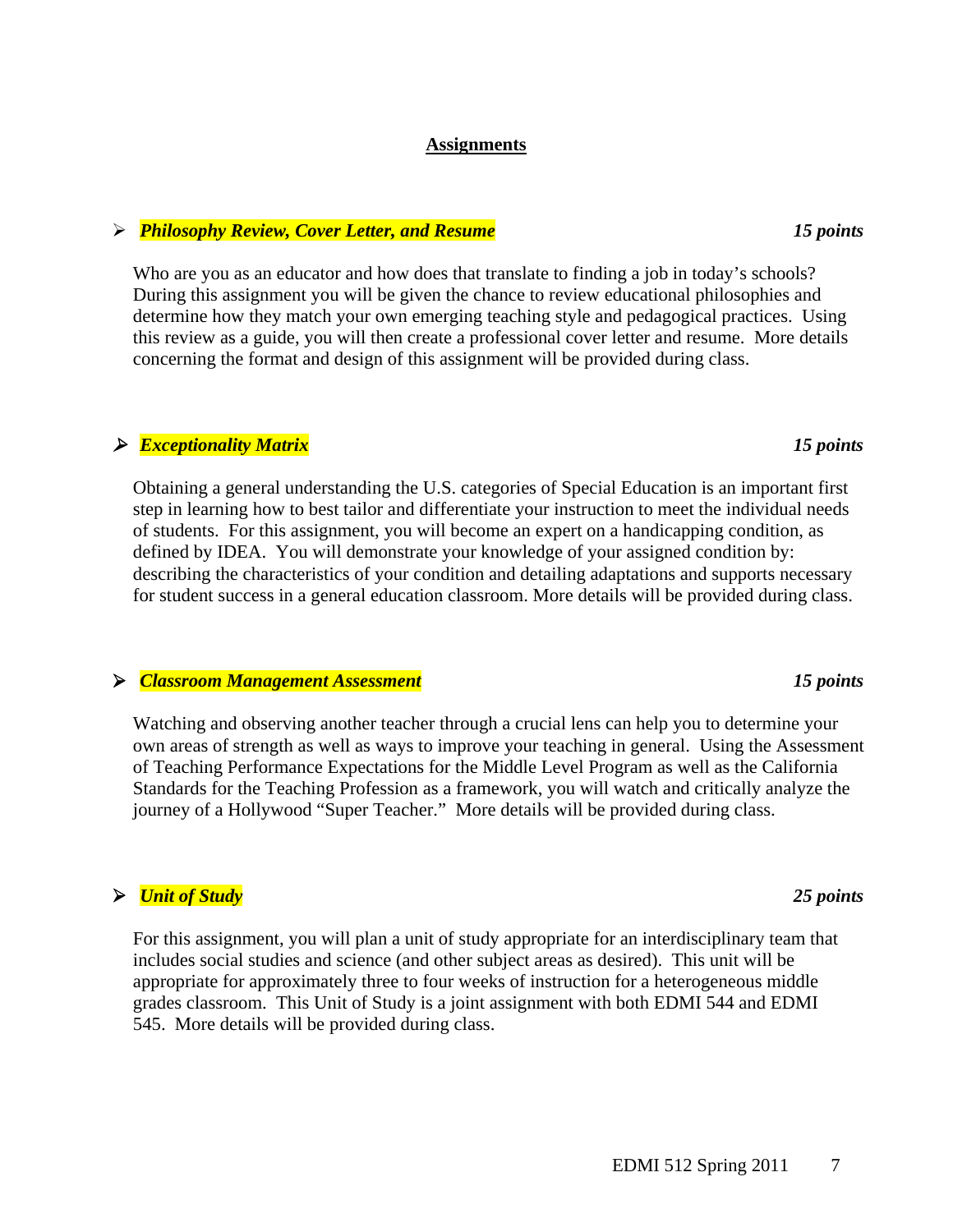## Assignments

- ***Philosophy Review, Cover Letter, and Resume*** ***15 points***

Who are you as an educator and how does that translate to finding a job in today's schools? During this assignment you will be given the chance to review educational philosophies and determine how they match your own emerging teaching style and pedagogical practices. Using this review as a guide, you will then create a professional cover letter and resume. More details concerning the format and design of this assignment will be provided during class.

- ***Exceptionality Matrix*** ***15 points***

Obtaining a general understanding the U.S. categories of Special Education is an important first step in learning how to best tailor and differentiate your instruction to meet the individual needs of students. For this assignment, you will become an expert on a handicapping condition, as defined by IDEA. You will demonstrate your knowledge of your assigned condition by: describing the characteristics of your condition and detailing adaptations and supports necessary for student success in a general education classroom. More details will be provided during class.

- ***Classroom Management Assessment*** ***15 points***

Watching and observing another teacher through a crucial lens can help you to determine your own areas of strength as well as ways to improve your teaching in general. Using the Assessment of Teaching Performance Expectations for the Middle Level Program as well as the California Standards for the Teaching Profession as a framework, you will watch and critically analyze the journey of a Hollywood "Super Teacher." More details will be provided during class.

- ***Unit of Study*** ***25 points***

For this assignment, you will plan a unit of study appropriate for an interdisciplinary team that includes social studies and science (and other subject areas as desired). This unit will be appropriate for approximately three to four weeks of instruction for a heterogeneous middle grades classroom. This Unit of Study is a joint assignment with both EDMI 544 and EDMI 545. More details will be provided during class.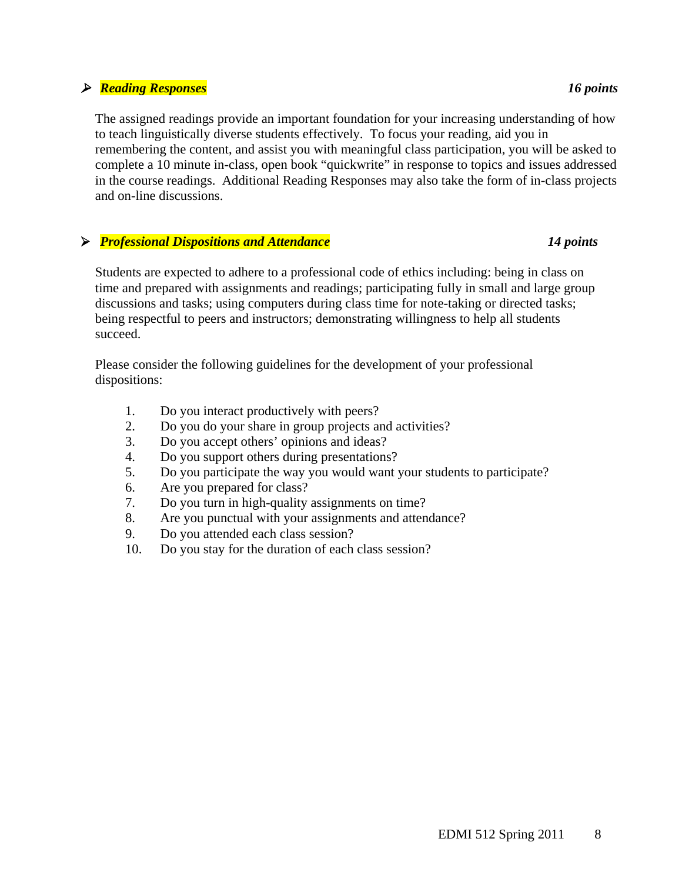- ***Reading Responses*** ***16 points***

The assigned readings provide an important foundation for your increasing understanding of how to teach linguistically diverse students effectively. To focus your reading, aid you in remembering the content, and assist you with meaningful class participation, you will be asked to complete a 10 minute in-class, open book "quickwrite" in response to topics and issues addressed in the course readings. Additional Reading Responses may also take the form of in-class projects and on-line discussions.

- ***Professional Dispositions and Attendance*** ***14 points***

Students are expected to adhere to a professional code of ethics including: being in class on time and prepared with assignments and readings; participating fully in small and large group discussions and tasks; using computers during class time for note-taking or directed tasks; being respectful to peers and instructors; demonstrating willingness to help all students succeed.

Please consider the following guidelines for the development of your professional dispositions:

1. Do you interact productively with peers?
2. Do you do your share in group projects and activities?
3. Do you accept others' opinions and ideas?
4. Do you support others during presentations?
5. Do you participate the way you would want your students to participate?
6. Are you prepared for class?
7. Do you turn in high-quality assignments on time?
8. Are you punctual with your assignments and attendance?
9. Do you attended each class session?
10. Do you stay for the duration of each class session?